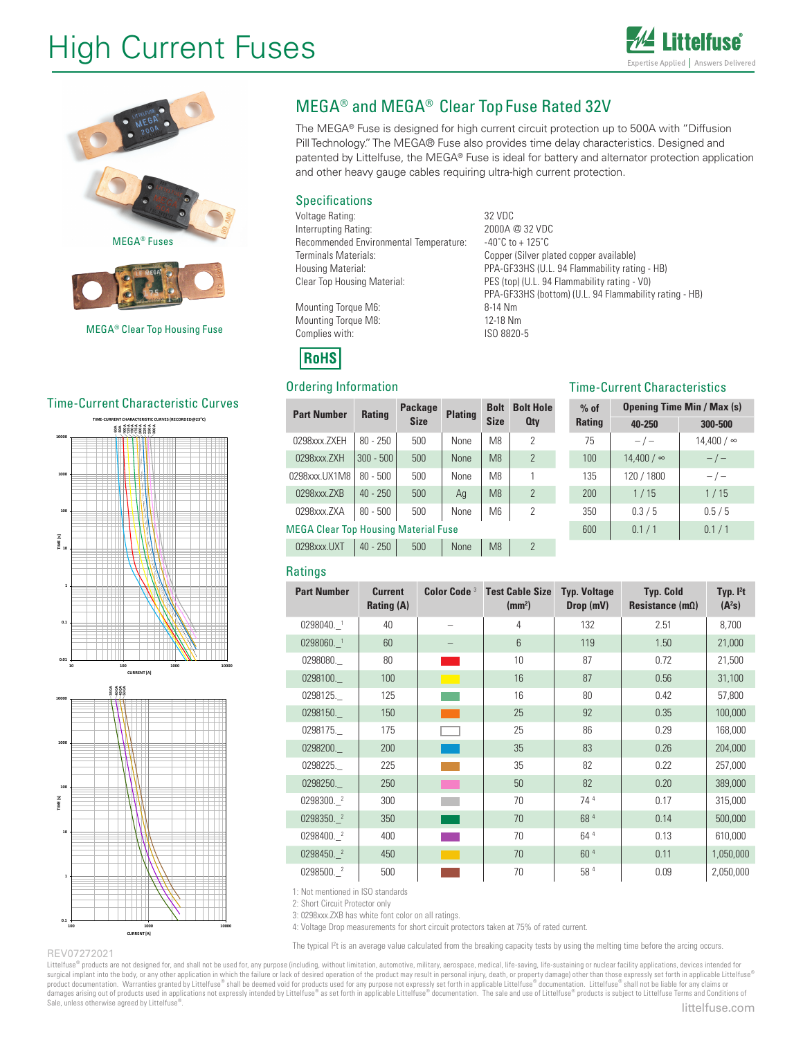# High Current Fuses

## MEGA® and MEGA® Clear Top Fuse Rated 32V

The MEGA® Fuse is designed for high current circuit protection up to 500A with "Diffusion Pill Technology." The MEGA® Fuse also provides time delay characteristics. Designed and patented by Littelfuse, the MEGA® Fuse is ideal for battery and alternator protection application and other heavy gauge cables requiring ultra-high current protection.

MEGA® Fuses

MEGA® Clear Top Housing Fuse

### Specifications

| | |
|---|---|
| Voltage Rating: | 32 VDC |
| Interrupting Rating: | 2000A @ 32 VDC |
| Recommended Environmental Temperature: | -40°C to + 125°C |
| Terminals Materials: | Copper (Silver plated copper available) |
| Housing Material: | PPA-GF33HS (U.L. 94 Flammability rating - HB) |
| Clear Top Housing Material: | PES (top) (U.L. 94 Flammability rating - V0) PPA-GF33HS (bottom) (U.L. 94 Flammability rating - HB) |
| Mounting Torque M6: | 8-14 Nm |
| Mounting Torque M8: | 12-18 Nm |
| Complies with: | ISO 8820-5 |

RoHS

### Ordering Information

| Part Number | Rating | Package Size | Plating | Bolt Size | Bolt Hole Qty |
|---|---|---|---|---|---|
| 0298xxx.ZXEH | 80 - 250 | 500 | None | M8 | 2 |
| 0298xxx.ZXH | 300 - 500 | 500 | None | M8 | 2 |
| 0298xxx.UX1M8 | 80 - 500 | 500 | None | M8 | 1 |
| 0298xxx.ZXB | 40 - 250 | 500 | Ag | M8 | 2 |
| 0298xxx.ZXA | 80 - 500 | 500 | None | M6 | 2 |
| **MEGA Clear Top Housing Material Fuse** | | | | | |
| 0298xxx.UXT | 40 - 250 | 500 | None | M8 | 2 |

### Time-Current Characteristics

| % of Rating | Opening Time Min / Max (s) | |
|---|---|---|
| | 40-250 | 300-500 |
| 75 | – / – | 14,400 / ∞ |
| 100 | 14,400 / ∞ | – / – |
| 135 | 120 / 1800 | – / – |
| 200 | 1 / 15 | 1 / 15 |
| 350 | 0.3 / 5 | 0.5 / 5 |
| 600 | 0.1 / 1 | 0.1 / 1 |

### Time-Current Characteristic Curves

### Ratings

| Part Number | Current Rating (A) | Color Code [3] | Test Cable Size (mm²) | Typ. Voltage Drop (mV) | Typ. Cold Resistance (mΩ) | Typ. I²t (A²s) |
|---|---|---|---|---|---|---|
| 0298040._[1] | 40 | – | 4 | 132 | 2.51 | 8,700 |
| 0298060._[1] | 60 | – | 6 | 119 | 1.50 | 21,000 |
| 0298080._ | 80 | Red | 10 | 87 | 0.72 | 21,500 |
| 0298100._ | 100 | Yellow | 16 | 87 | 0.56 | 31,100 |
| 0298125._ | 125 | Light Green | 16 | 80 | 0.42 | 57,800 |
| 0298150._ | 150 | Orange | 25 | 92 | 0.35 | 100,000 |
| 0298175._ | 175 | White | 25 | 86 | 0.29 | 168,000 |
| 0298200._ | 200 | Blue | 35 | 83 | 0.26 | 204,000 |
| 0298225._ | 225 | Tan | 35 | 82 | 0.22 | 257,000 |
| 0298250._ | 250 | Pink | 50 | 82 | 0.20 | 389,000 |
| 0298300._[2] | 300 | Grey | 70 | 74 [4] | 0.17 | 315,000 |
| 0298350._[2] | 350 | Green | 70 | 68 [4] | 0.14 | 500,000 |
| 0298400._[2] | 400 | Purple | 70 | 64 [4] | 0.13 | 610,000 |
| 0298450._[2] | 450 | Amber | 70 | 60 [4] | 0.11 | 1,050,000 |
| 0298500._[2] | 500 | Brown | 70 | 58 [4] | 0.09 | 2,050,000 |

1: Not mentioned in ISO standards
2: Short Circuit Protector only
3: 0298xxx.ZXB has white font color on all ratings.
4: Voltage Drop measurements for short circuit protectors taken at 75% of rated current.

The typical I²t is an average value calculated from the breaking capacity tests by using the melting time before the arcing occurs.

REV07272021

Littelfuse® products are not designed for, and shall not be used for, any purpose (including, without limitation, automotive, military, aerospace, medical, life-saving, life-sustaining or nuclear facility applications, devices intended for surgical implant into the body, or any other application in which the failure or lack of desired operation of the product may result in personal injury, death, or property damage) other than those expressly set forth in applicable Littelfuse® product documentation. Warranties granted by Littelfuse® shall be deemed void for products used for any purpose not expressly set forth in applicable Littelfuse® documentation. Littelfuse® shall not be liable for any claims or damages arising out of products used in applications not expressly intended by Littelfuse® as set forth in applicable Littelfuse® documentation. The sale and use of Littelfuse® products is subject to Littelfuse Terms and Conditions of Sale, unless otherwise agreed by Littelfuse®.

littelfuse.com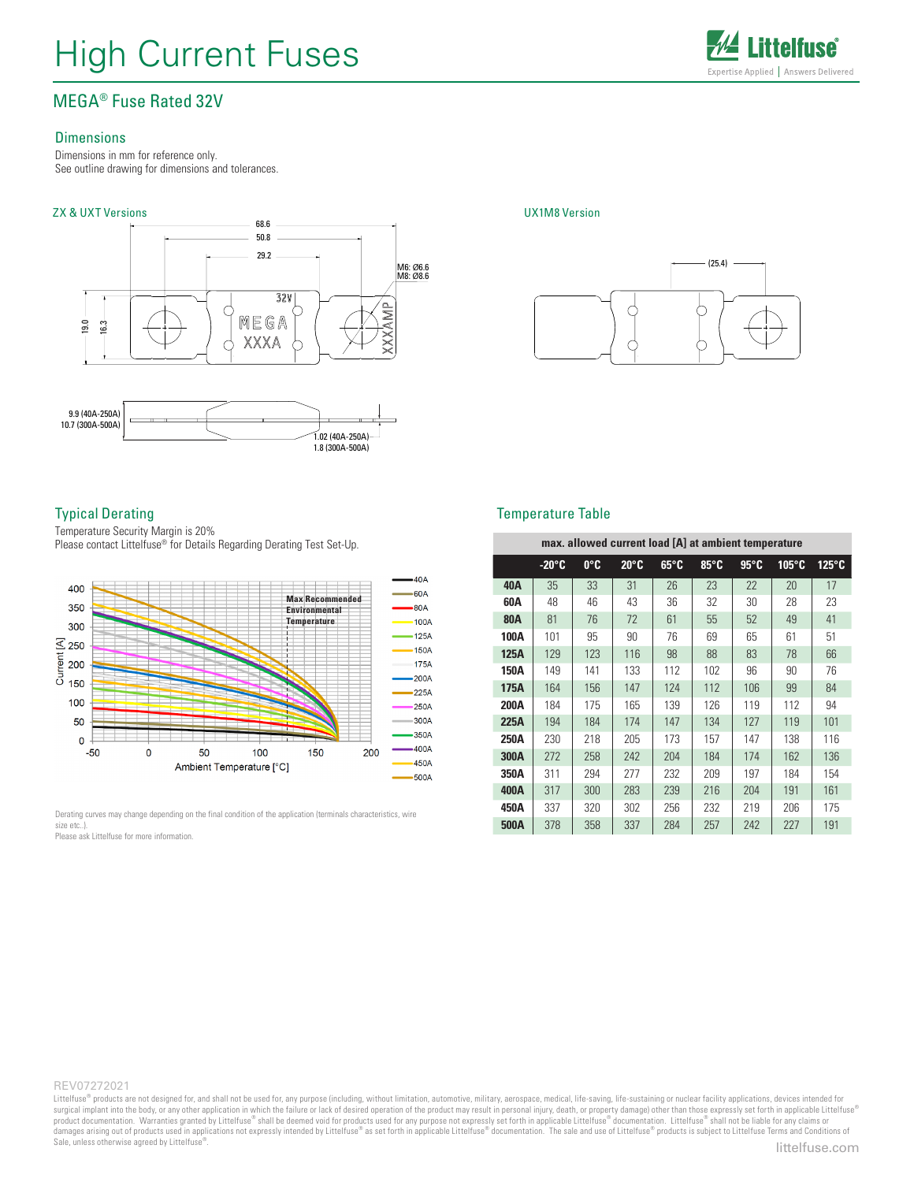# High Current Fuses

## MEGA® Fuse Rated 32V

### Dimensions

Dimensions in mm for reference only.
See outline drawing for dimensions and tolerances.

ZX & UXT Versions

68.6
50.8
29.2
M6: Ø6.6
M8: Ø8.6
19.0
16.3
32V
MEGA
XXXA
XXXAMP
9.9 (40A-250A)
10.7 (300A-500A)
1.02 (40A-250A)
1.8 (300A-500A)

UX1M8 Version

(25.4)

### Typical Derating

Temperature Security Margin is 20%
Please contact Littelfuse® for Details Regarding Derating Test Set-Up.

Current [A]
400
350
300
250
200
150
100
50
0
-50
0
50
100
150
200
Ambient Temperature [°C]
Max Recommended Environmental Temperature
40A
60A
80A
100A
125A
150A
175A
200A
225A
250A
300A
350A
400A
450A
500A

Derating curves may change depending on the final condition of the application (terminals characteristics, wire size etc..).
Please ask Littelfuse for more information.

### Temperature Table

| max. allowed current load [A] at ambient temperature | | | | | | | | |
|---|---|---|---|---|---|---|---|---|
| | **-20°C** | **0°C** | **20°C** | **65°C** | **85°C** | **95°C** | **105°C** | **125°C** |
| **40A** | 35 | 33 | 31 | 26 | 23 | 22 | 20 | 17 |
| **60A** | 48 | 46 | 43 | 36 | 32 | 30 | 28 | 23 |
| **80A** | 81 | 76 | 72 | 61 | 55 | 52 | 49 | 41 |
| **100A** | 101 | 95 | 90 | 76 | 69 | 65 | 61 | 51 |
| **125A** | 129 | 123 | 116 | 98 | 88 | 83 | 78 | 66 |
| **150A** | 149 | 141 | 133 | 112 | 102 | 96 | 90 | 76 |
| **175A** | 164 | 156 | 147 | 124 | 112 | 106 | 99 | 84 |
| **200A** | 184 | 175 | 165 | 139 | 126 | 119 | 112 | 94 |
| **225A** | 194 | 184 | 174 | 147 | 134 | 127 | 119 | 101 |
| **250A** | 230 | 218 | 205 | 173 | 157 | 147 | 138 | 116 |
| **300A** | 272 | 258 | 242 | 204 | 184 | 174 | 162 | 136 |
| **350A** | 311 | 294 | 277 | 232 | 209 | 197 | 184 | 154 |
| **400A** | 317 | 300 | 283 | 239 | 216 | 204 | 191 | 161 |
| **450A** | 337 | 320 | 302 | 256 | 232 | 219 | 206 | 175 |
| **500A** | 378 | 358 | 337 | 284 | 257 | 242 | 227 | 191 |

REV07272021

Littelfuse® products are not designed for, and shall not be used for, any purpose (including, without limitation, automotive, military, aerospace, medical, life-saving, life-sustaining or nuclear facility applications, devices intended for surgical implant into the body, or any other application in which the failure or lack of desired operation of the product may result in personal injury, death, or property damage) other than those expressly set forth in applicable Littelfuse® product documentation. Warranties granted by Littelfuse® shall be deemed void for products used for any purpose not expressly set forth in applicable Littelfuse® documentation. Littelfuse® shall not be liable for any claims or damages arising out of products used in applications not expressly intended by Littelfuse® as set forth in applicable Littelfuse® documentation. The sale and use of Littelfuse® products is subject to Littelfuse Terms and Conditions of Sale, unless otherwise agreed by Littelfuse®.